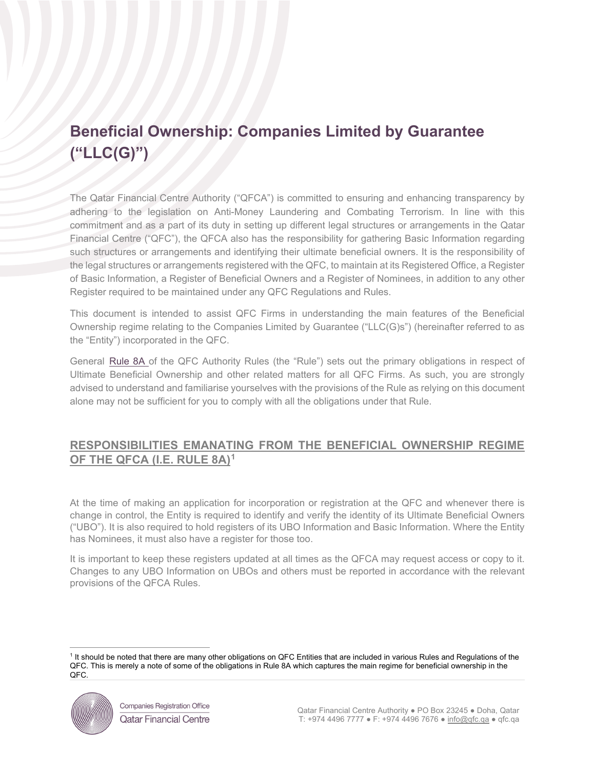# Beneficial Ownership: Companies Limited by Guarantee ("LLC(G)")

The Qatar Financial Centre Authority ("QFCA") is committed to ensuring and enhancing transparency by adhering to the legislation on Anti-Money Laundering and Combating Terrorism. In line with this commitment and as a part of its duty in setting up different legal structures or arrangements in the Qatar Financial Centre ("QFC"), the QFCA also has the responsibility for gathering Basic Information regarding such structures or arrangements and identifying their ultimate beneficial owners. It is the responsibility of the legal structures or arrangements registered with the QFC, to maintain at its Registered Office, a Register of Basic Information, a Register of Beneficial Owners and a Register of Nominees, in addition to any other Register required to be maintained under any QFC Regulations and Rules.

This document is intended to assist QFC Firms in understanding the main features of the Beneficial Ownership regime relating to the Companies Limited by Guarantee ("LLC(G)s") (hereinafter referred to as the "Entity") incorporated in the QFC.

General Rule 8A of the QFC Authority Rules (the "Rule") sets out the primary obligations in respect of Ultimate Beneficial Ownership and other related matters for all QFC Firms. As such, you are strongly advised to understand and familiarise yourselves with the provisions of the Rule as relying on this document alone may not be sufficient for you to comply with all the obligations under that Rule.

## RESPONSIBILITIES EMANATING FROM THE BENEFICIAL OWNERSHIP REGIME OF THE QFCA (I.E. RULE 8A)[1]

At the time of making an application for incorporation or registration at the QFC and whenever there is change in control, the Entity is required to identify and verify the identity of its Ultimate Beneficial Owners ("UBO"). It is also required to hold registers of its UBO Information and Basic Information. Where the Entity has Nominees, it must also have a register for those too.

It is important to keep these registers updated at all times as the QFCA may request access or copy to it. Changes to any UBO Information on UBOs and others must be reported in accordance with the relevant provisions of the QFCA Rules.

[1] It should be noted that there are many other obligations on QFC Entities that are included in various Rules and Regulations of the QFC. This is merely a note of some of the obligations in Rule 8A which captures the main regime for beneficial ownership in the QFC.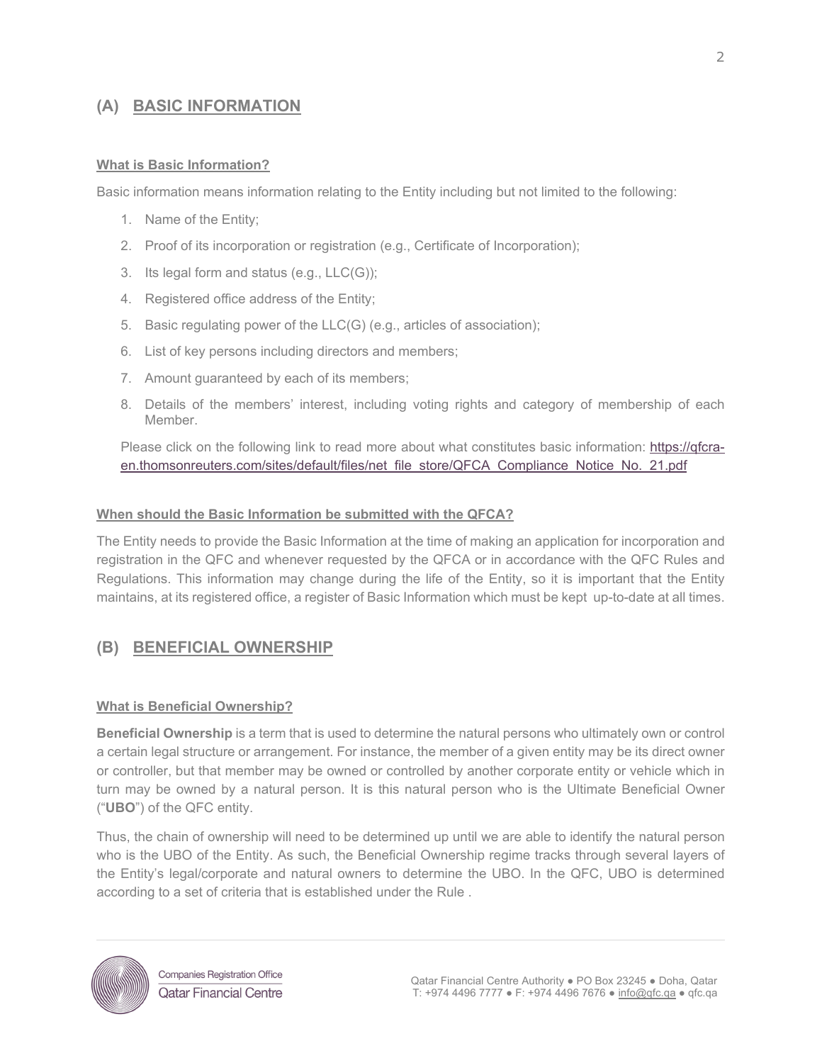## (A) BASIC INFORMATION

**What is Basic Information?**

Basic information means information relating to the Entity including but not limited to the following:

1. Name of the Entity;
2. Proof of its incorporation or registration (e.g., Certificate of Incorporation);
3. Its legal form and status (e.g., LLC(G));
4. Registered office address of the Entity;
5. Basic regulating power of the LLC(G) (e.g., articles of association);
6. List of key persons including directors and members;
7. Amount guaranteed by each of its members;
8. Details of the members' interest, including voting rights and category of membership of each Member.

Please click on the following link to read more about what constitutes basic information: [https://qfcra-en.thomsonreuters.com/sites/default/files/net_file_store/QFCA_Compliance_Notice_No._21.pdf](https://qfcra-en.thomsonreuters.com/sites/default/files/net_file_store/QFCA_Compliance_Notice_No._21.pdf)

**When should the Basic Information be submitted with the QFCA?**

The Entity needs to provide the Basic Information at the time of making an application for incorporation and registration in the QFC and whenever requested by the QFCA or in accordance with the QFC Rules and Regulations. This information may change during the life of the Entity, so it is important that the Entity maintains, at its registered office, a register of Basic Information which must be kept up-to-date at all times.

## (B) BENEFICIAL OWNERSHIP

**What is Beneficial Ownership?**

**Beneficial Ownership** is a term that is used to determine the natural persons who ultimately own or control a certain legal structure or arrangement. For instance, the member of a given entity may be its direct owner or controller, but that member may be owned or controlled by another corporate entity or vehicle which in turn may be owned by a natural person. It is this natural person who is the Ultimate Beneficial Owner ("**UBO**") of the QFC entity.

Thus, the chain of ownership will need to be determined up until we are able to identify the natural person who is the UBO of the Entity. As such, the Beneficial Ownership regime tracks through several layers of the Entity's legal/corporate and natural owners to determine the UBO. In the QFC, UBO is determined according to a set of criteria that is established under the Rule .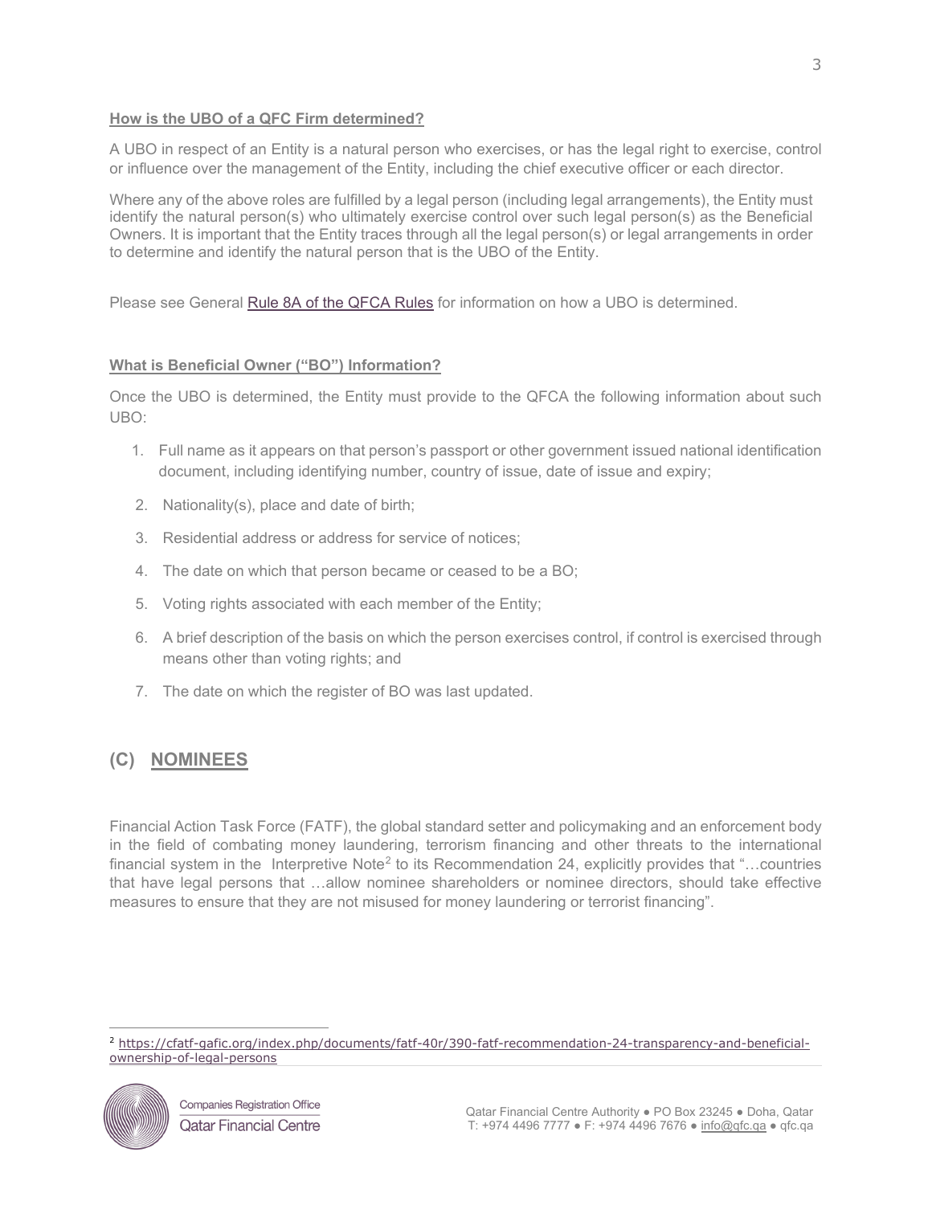**How is the UBO of a QFC Firm determined?**

A UBO in respect of an Entity is a natural person who exercises, or has the legal right to exercise, control or influence over the management of the Entity, including the chief executive officer or each director.

Where any of the above roles are fulfilled by a legal person (including legal arrangements), the Entity must identify the natural person(s) who ultimately exercise control over such legal person(s) as the Beneficial Owners. It is important that the Entity traces through all the legal person(s) or legal arrangements in order to determine and identify the natural person that is the UBO of the Entity.

Please see General Rule 8A of the QFCA Rules for information on how a UBO is determined.

**What is Beneficial Owner ("BO") Information?**

Once the UBO is determined, the Entity must provide to the QFCA the following information about such UBO:

1. Full name as it appears on that person's passport or other government issued national identification document, including identifying number, country of issue, date of issue and expiry;
2. Nationality(s), place and date of birth;
3. Residential address or address for service of notices;
4. The date on which that person became or ceased to be a BO;
5. Voting rights associated with each member of the Entity;
6. A brief description of the basis on which the person exercises control, if control is exercised through means other than voting rights; and
7. The date on which the register of BO was last updated.

## (C) NOMINEES

Financial Action Task Force (FATF), the global standard setter and policymaking and an enforcement body in the field of combating money laundering, terrorism financing and other threats to the international financial system in the Interpretive Note[2] to its Recommendation 24, explicitly provides that "…countries that have legal persons that …allow nominee shareholders or nominee directors, should take effective measures to ensure that they are not misused for money laundering or terrorist financing".

---

[2] https://cfatf-gafic.org/index.php/documents/fatf-40r/390-fatf-recommendation-24-transparency-and-beneficial-ownership-of-legal-persons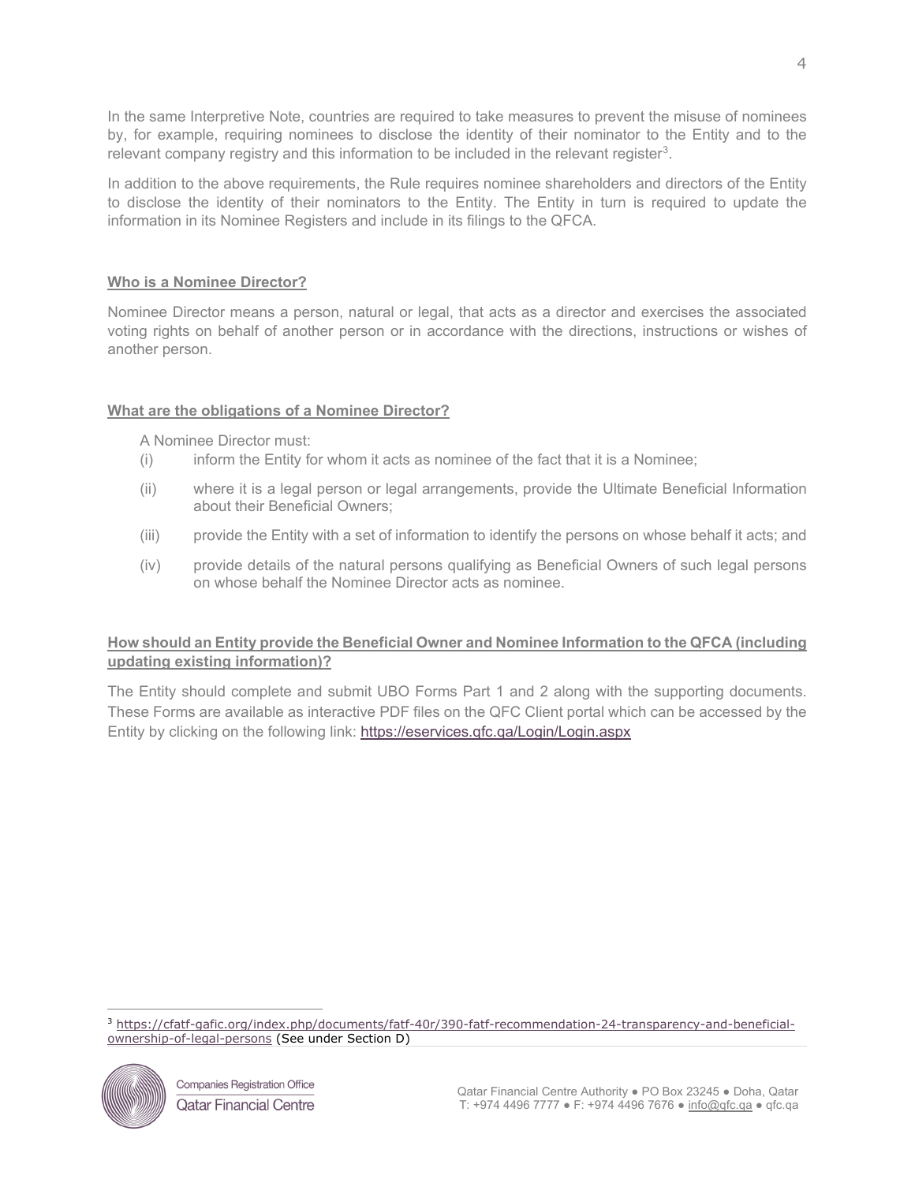In the same Interpretive Note, countries are required to take measures to prevent the misuse of nominees by, for example, requiring nominees to disclose the identity of their nominator to the Entity and to the relevant company registry and this information to be included in the relevant register[3].

In addition to the above requirements, the Rule requires nominee shareholders and directors of the Entity to disclose the identity of their nominators to the Entity. The Entity in turn is required to update the information in its Nominee Registers and include in its filings to the QFCA.

## Who is a Nominee Director?

Nominee Director means a person, natural or legal, that acts as a director and exercises the associated voting rights on behalf of another person or in accordance with the directions, instructions or wishes of another person.

## What are the obligations of a Nominee Director?

A Nominee Director must:

(i) inform the Entity for whom it acts as nominee of the fact that it is a Nominee;

(ii) where it is a legal person or legal arrangements, provide the Ultimate Beneficial Information about their Beneficial Owners;

(iii) provide the Entity with a set of information to identify the persons on whose behalf it acts; and

(iv) provide details of the natural persons qualifying as Beneficial Owners of such legal persons on whose behalf the Nominee Director acts as nominee.

## How should an Entity provide the Beneficial Owner and Nominee Information to the QFCA (including updating existing information)?

The Entity should complete and submit UBO Forms Part 1 and 2 along with the supporting documents. These Forms are available as interactive PDF files on the QFC Client portal which can be accessed by the Entity by clicking on the following link: https://eservices.qfc.qa/Login/Login.aspx

---

[3] https://cfatf-gafic.org/index.php/documents/fatf-40r/390-fatf-recommendation-24-transparency-and-beneficial-ownership-of-legal-persons (See under Section D)